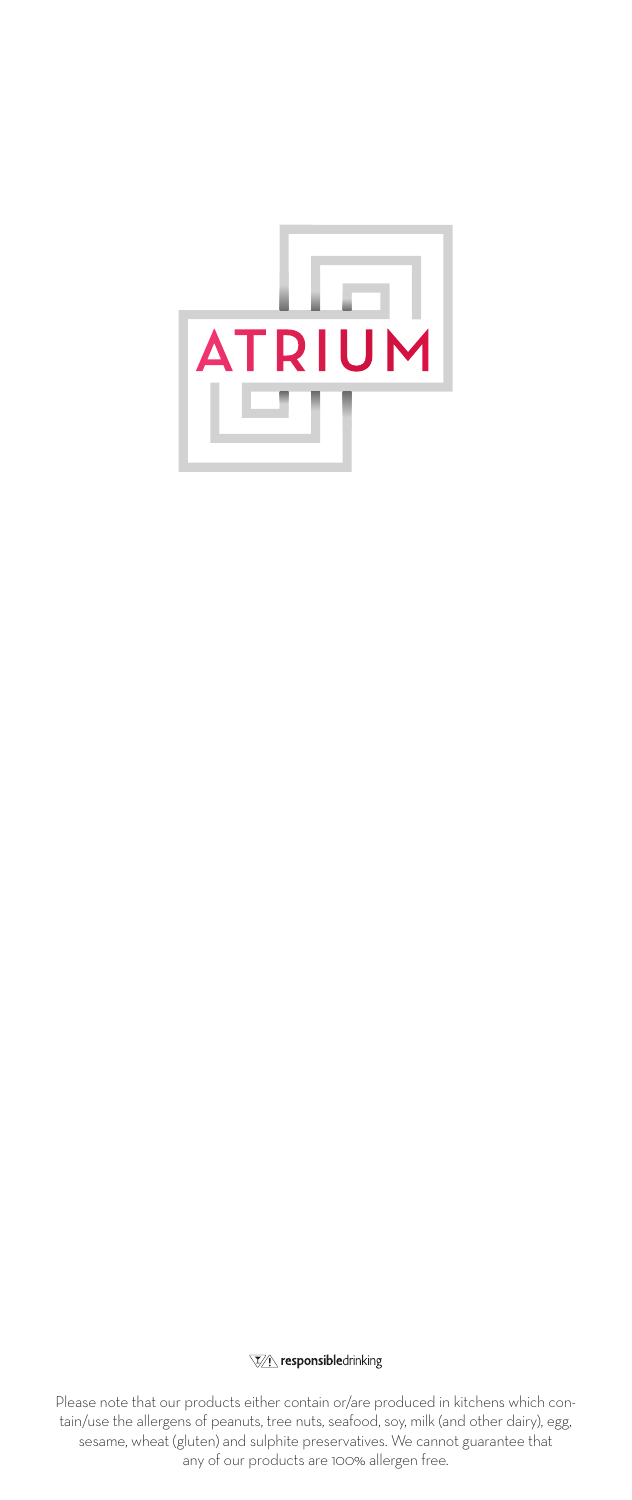# ATRIUM

responsibledrinking

Please note that our products either contain or/are produced in kitchens which contain/use the allergens of peanuts, tree nuts, seafood, soy, milk (and other dairy), egg, sesame, wheat (gluten) and sulphite preservatives. We cannot guarantee that any of our products are 100% allergen free.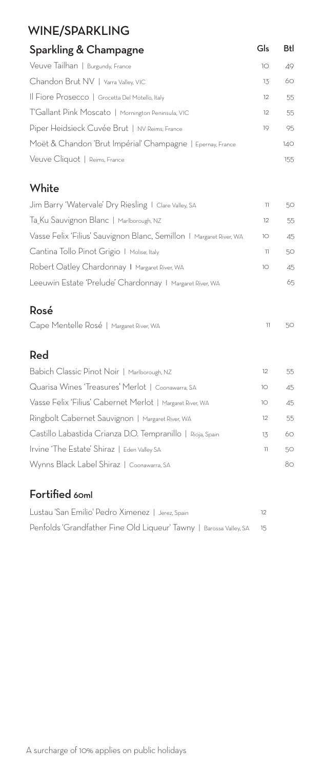# WINE/SPARKLING

## Sparkling & Champagne

| Sparkling & Champagne | Gls | Btl |
|---|---|---|
| Veuve Tailhan \| Burgundy, France | 10 | 49 |
| Chandon Brut NV \| Yarra Valley, VIC | 13 | 60 |
| Il Fiore Prosecco \| Grocetta Del Motello, Italy | 12 | 55 |
| T'Gallant Pink Moscato \| Mornington Peninsula, VIC | 12 | 55 |
| Piper Heidsieck Cuvée Brut \| NV Reims, France | 19 | 95 |
| Moët & Chandon 'Brut Impérial' Champagne \| Epernay, France | | 140 |
| Veuve Cliquot \| Reims, France | | 155 |

## White

| White | Gls | Btl |
|---|---|---|
| Jim Barry 'Watervale' Dry Riesling \| Clare Valley, SA | 11 | 50 |
| Ta_Ku Sauvignon Blanc \| Marlborough, NZ | 12 | 55 |
| Vasse Felix 'Filius' Sauvignon Blanc, Semillon \| Margaret River, WA | 10 | 45 |
| Cantina Tollo Pinot Grigio \| Molise, Italy | 11 | 50 |
| Robert Oatley Chardonnay \| Margaret River, WA | 10 | 45 |
| Leeuwin Estate 'Prelude' Chardonnay \| Margaret River, WA | | 65 |

## Rosé

| Rosé | Gls | Btl |
|---|---|---|
| Cape Mentelle Rosé \| Margaret River, WA | 11 | 50 |

## Red

| Red | Gls | Btl |
|---|---|---|
| Babich Classic Pinot Noir \| Marlborough, NZ | 12 | 55 |
| Quarisa Wines 'Treasures' Merlot \| Coonawarra, SA | 10 | 45 |
| Vasse Felix 'Filius' Cabernet Merlot \| Margaret River, WA | 10 | 45 |
| Ringbolt Cabernet Sauvignon \| Margaret River, WA | 12 | 55 |
| Castillo Labastida Crianza D.O. Tempranillo \| Rioja, Spain | 13 | 60 |
| Irvine 'The Estate' Shiraz \| Eden Valley SA | 11 | 50 |
| Wynns Black Label Shiraz \| Coonawarra, SA | | 80 |

## Fortified 60ml

| Fortified 60ml | Price |
|---|---|
| Lustau 'San Emilio' Pedro Ximenez \| Jerez, Spain | 12 |
| Penfolds 'Grandfather Fine Old Liqueur' Tawny \| Barossa Valley, SA | 15 |

A surcharge of 10% applies on public holidays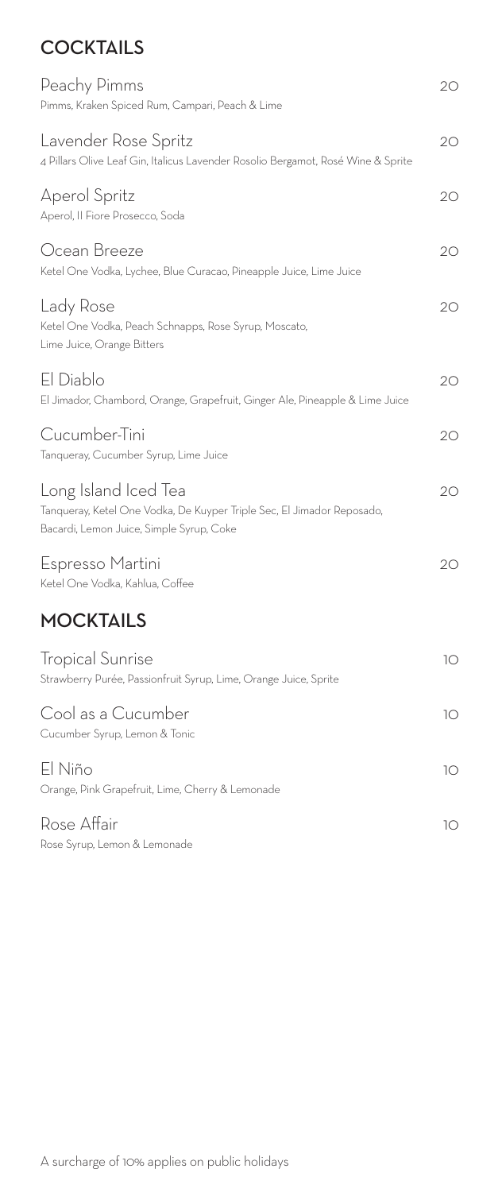## COCKTAILS

**Peachy Pimms** 20
Pimms, Kraken Spiced Rum, Campari, Peach & Lime

**Lavender Rose Spritz** 20
4 Pillars Olive Leaf Gin, Italicus Lavender Rosolio Bergamot, Rosé Wine & Sprite

**Aperol Spritz** 20
Aperol, Il Fiore Prosecco, Soda

**Ocean Breeze** 20
Ketel One Vodka, Lychee, Blue Curacao, Pineapple Juice, Lime Juice

**Lady Rose** 20
Ketel One Vodka, Peach Schnapps, Rose Syrup, Moscato, Lime Juice, Orange Bitters

**El Diablo** 20
El Jimador, Chambord, Orange, Grapefruit, Ginger Ale, Pineapple & Lime Juice

**Cucumber-Tini** 20
Tanqueray, Cucumber Syrup, Lime Juice

**Long Island Iced Tea** 20
Tanqueray, Ketel One Vodka, De Kuyper Triple Sec, El Jimador Reposado, Bacardi, Lemon Juice, Simple Syrup, Coke

**Espresso Martini** 20
Ketel One Vodka, Kahlua, Coffee

## MOCKTAILS

**Tropical Sunrise** 10
Strawberry Purée, Passionfruit Syrup, Lime, Orange Juice, Sprite

**Cool as a Cucumber** 10
Cucumber Syrup, Lemon & Tonic

**El Niño** 10
Orange, Pink Grapefruit, Lime, Cherry & Lemonade

**Rose Affair** 10
Rose Syrup, Lemon & Lemonade

A surcharge of 10% applies on public holidays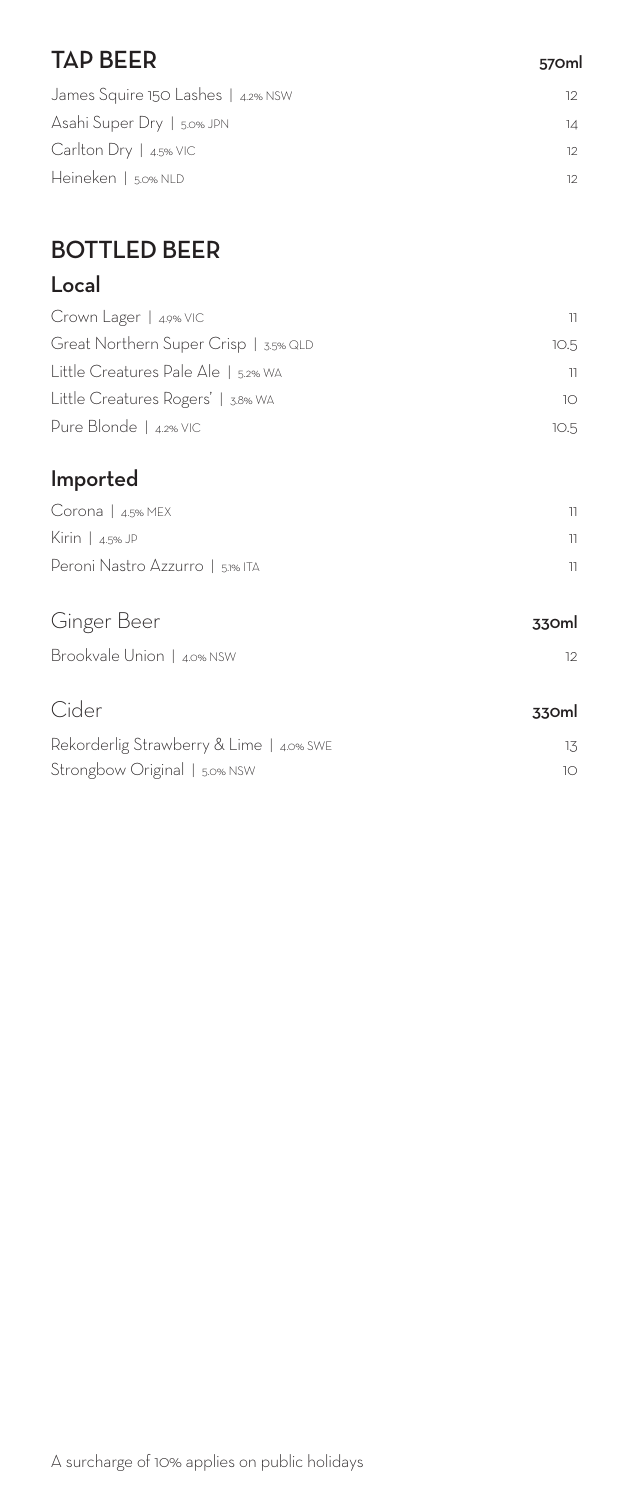## TAP BEER

| | 570ml |
|---|---|
| James Squire 150 Lashes \| 4.2% NSW | 12 |
| Asahi Super Dry \| 5.0% JPN | 14 |
| Carlton Dry \| 4.5% VIC | 12 |
| Heineken \| 5.0% NLD | 12 |

## BOTTLED BEER

### Local

| | |
|---|---|
| Crown Lager \| 4.9% VIC | 11 |
| Great Northern Super Crisp \| 3.5% QLD | 10.5 |
| Little Creatures Pale Ale \| 5.2% WA | 11 |
| Little Creatures Rogers' \| 3.8% WA | 10 |
| Pure Blonde \| 4.2% VIC | 10.5 |

### Imported

| | |
|---|---|
| Corona \| 4.5% MEX | 11 |
| Kirin \| 4.5% JP | 11 |
| Peroni Nastro Azzurro \| 5.1% ITA | 11 |

### Ginger Beer

| | 330ml |
|---|---|
| Brookvale Union \| 4.0% NSW | 12 |

### Cider

| | 330ml |
|---|---|
| Rekorderlig Strawberry & Lime \| 4.0% SWE | 13 |
| Strongbow Original \| 5.0% NSW | 10 |

A surcharge of 10% applies on public holidays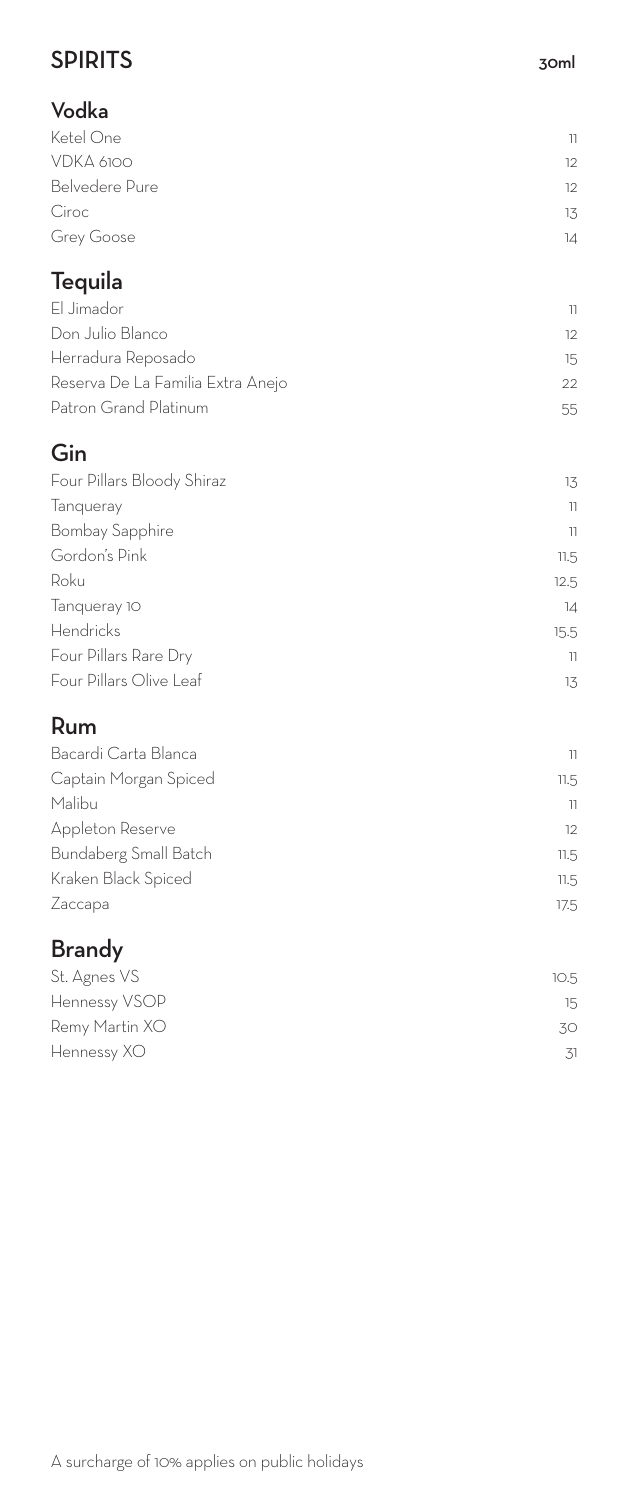# SPIRITS

30ml

## Vodka

| | |
|---|---|
| Ketel One | 11 |
| VDKA 6100 | 12 |
| Belvedere Pure | 12 |
| Ciroc | 13 |
| Grey Goose | 14 |

## Tequila

| | |
|---|---|
| El Jimador | 11 |
| Don Julio Blanco | 12 |
| Herradura Reposado | 15 |
| Reserva De La Familia Extra Anejo | 22 |
| Patron Grand Platinum | 55 |

## Gin

| | |
|---|---|
| Four Pillars Bloody Shiraz | 13 |
| Tanqueray | 11 |
| Bombay Sapphire | 11 |
| Gordon's Pink | 11.5 |
| Roku | 12.5 |
| Tanqueray 10 | 14 |
| Hendricks | 15.5 |
| Four Pillars Rare Dry | 11 |
| Four Pillars Olive Leaf | 13 |

## Rum

| | |
|---|---|
| Bacardi Carta Blanca | 11 |
| Captain Morgan Spiced | 11.5 |
| Malibu | 11 |
| Appleton Reserve | 12 |
| Bundaberg Small Batch | 11.5 |
| Kraken Black Spiced | 11.5 |
| Zaccapa | 17.5 |

## Brandy

| | |
|---|---|
| St. Agnes VS | 10.5 |
| Hennessy VSOP | 15 |
| Remy Martin XO | 30 |
| Hennessy XO | 31 |

A surcharge of 10% applies on public holidays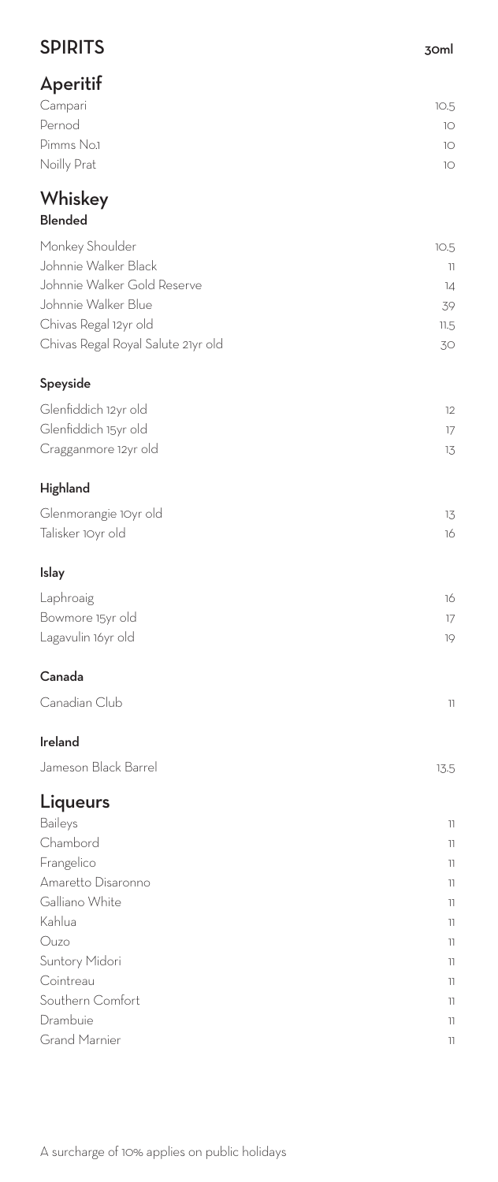# SPIRITS

30ml

## Aperitif

| Item | Price |
| --- | --- |
| Campari | 10.5 |
| Pernod | 10 |
| Pimms No.1 | 10 |
| Noilly Prat | 10 |

## Whiskey

### Blended

| Item | Price |
| --- | --- |
| Monkey Shoulder | 10.5 |
| Johnnie Walker Black | 11 |
| Johnnie Walker Gold Reserve | 14 |
| Johnnie Walker Blue | 39 |
| Chivas Regal 12yr old | 11.5 |
| Chivas Regal Royal Salute 21yr old | 30 |

### Speyside

| Item | Price |
| --- | --- |
| Glenfiddich 12yr old | 12 |
| Glenfiddich 15yr old | 17 |
| Cragganmore 12yr old | 13 |

### Highland

| Item | Price |
| --- | --- |
| Glenmorangie 10yr old | 13 |
| Talisker 10yr old | 16 |

### Islay

| Item | Price |
| --- | --- |
| Laphroaig | 16 |
| Bowmore 15yr old | 17 |
| Lagavulin 16yr old | 19 |

### Canada

| Item | Price |
| --- | --- |
| Canadian Club | 11 |

### Ireland

| Item | Price |
| --- | --- |
| Jameson Black Barrel | 13.5 |

## Liqueurs

| Item | Price |
| --- | --- |
| Baileys | 11 |
| Chambord | 11 |
| Frangelico | 11 |
| Amaretto Disaronno | 11 |
| Galliano White | 11 |
| Kahlua | 11 |
| Ouzo | 11 |
| Suntory Midori | 11 |
| Cointreau | 11 |
| Southern Comfort | 11 |
| Drambuie | 11 |
| Grand Marnier | 11 |

A surcharge of 10% applies on public holidays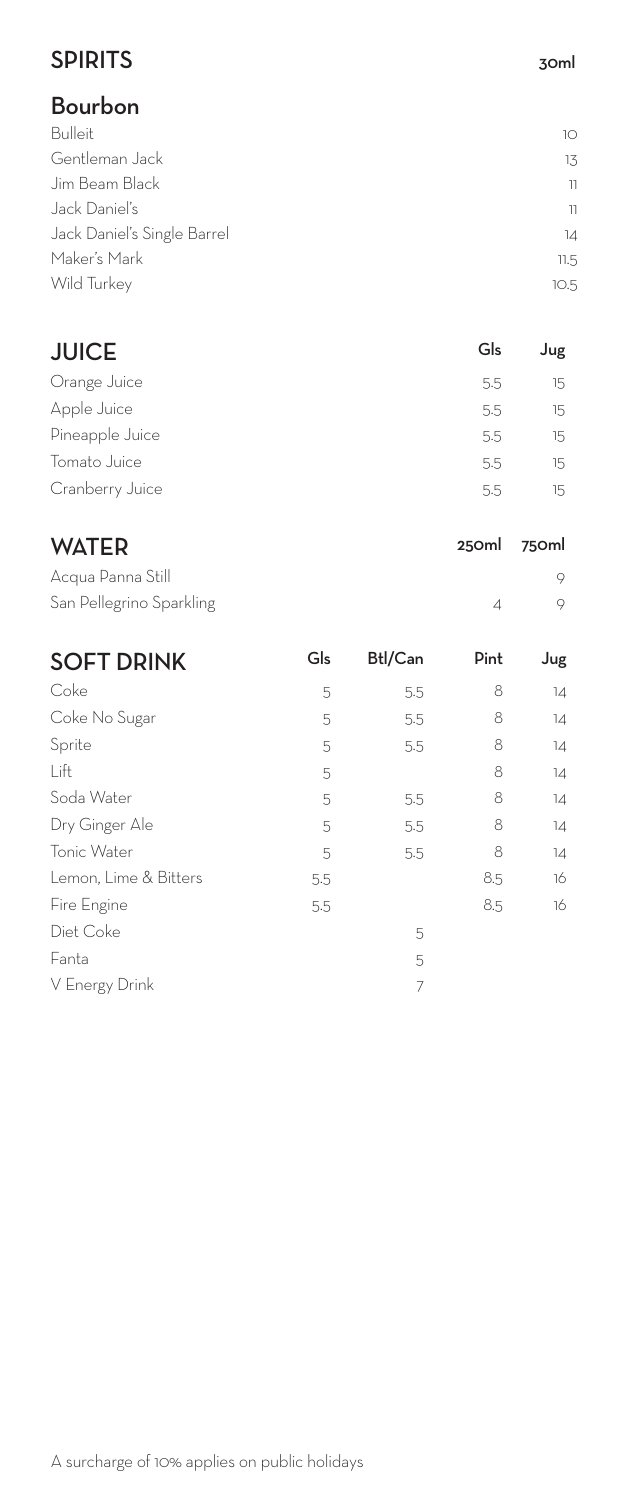## SPIRITS

### Bourbon

| | 30ml |
|---|---|
| Bulleit | 10 |
| Gentleman Jack | 13 |
| Jim Beam Black | 11 |
| Jack Daniel's | 11 |
| Jack Daniel's Single Barrel | 14 |
| Maker's Mark | 11.5 |
| Wild Turkey | 10.5 |

## JUICE

| | Gls | Jug |
|---|---|---|
| Orange Juice | 5.5 | 15 |
| Apple Juice | 5.5 | 15 |
| Pineapple Juice | 5.5 | 15 |
| Tomato Juice | 5.5 | 15 |
| Cranberry Juice | 5.5 | 15 |

## WATER

| | 250ml | 750ml |
|---|---|---|
| Acqua Panna Still | | 9 |
| San Pellegrino Sparkling | 4 | 9 |

## SOFT DRINK

| | Gls | Btl/Can | Pint | Jug |
|---|---|---|---|---|
| Coke | 5 | 5.5 | 8 | 14 |
| Coke No Sugar | 5 | 5.5 | 8 | 14 |
| Sprite | 5 | 5.5 | 8 | 14 |
| Lift | 5 | | 8 | 14 |
| Soda Water | 5 | 5.5 | 8 | 14 |
| Dry Ginger Ale | 5 | 5.5 | 8 | 14 |
| Tonic Water | 5 | 5.5 | 8 | 14 |
| Lemon, Lime & Bitters | 5.5 | | 8.5 | 16 |
| Fire Engine | 5.5 | | 8.5 | 16 |
| Diet Coke | | 5 | | |
| Fanta | | 5 | | |
| V Energy Drink | | 7 | | |

A surcharge of 10% applies on public holidays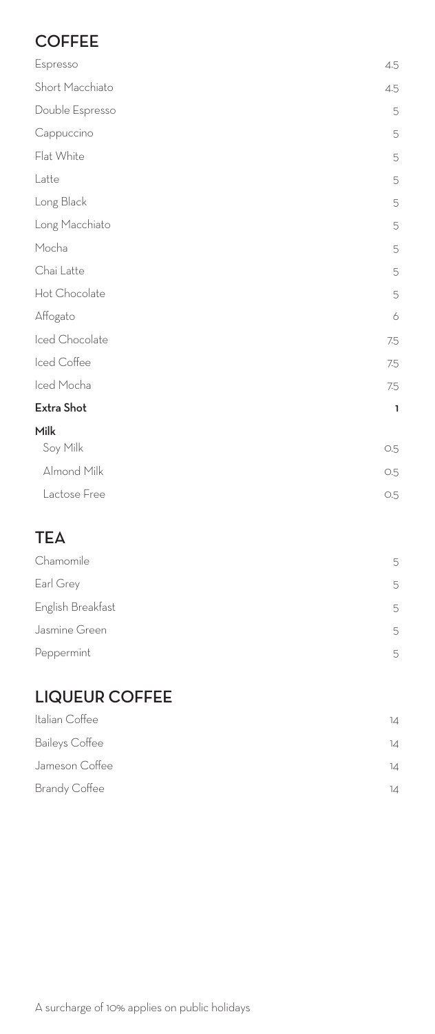## COFFEE

| | |
|---|---|
| Espresso | 4.5 |
| Short Macchiato | 4.5 |
| Double Espresso | 5 |
| Cappuccino | 5 |
| Flat White | 5 |
| Latte | 5 |
| Long Black | 5 |
| Long Macchiato | 5 |
| Mocha | 5 |
| Chai Latte | 5 |
| Hot Chocolate | 5 |
| Affogato | 6 |
| Iced Chocolate | 7.5 |
| Iced Coffee | 7.5 |
| Iced Mocha | 7.5 |
| **Extra Shot** | **1** |
| **Milk** | |
| Soy Milk | 0.5 |
| Almond Milk | 0.5 |
| Lactose Free | 0.5 |

## TEA

| | |
|---|---|
| Chamomile | 5 |
| Earl Grey | 5 |
| English Breakfast | 5 |
| Jasmine Green | 5 |
| Peppermint | 5 |

## LIQUEUR COFFEE

| | |
|---|---|
| Italian Coffee | 14 |
| Baileys Coffee | 14 |
| Jameson Coffee | 14 |
| Brandy Coffee | 14 |

A surcharge of 10% applies on public holidays